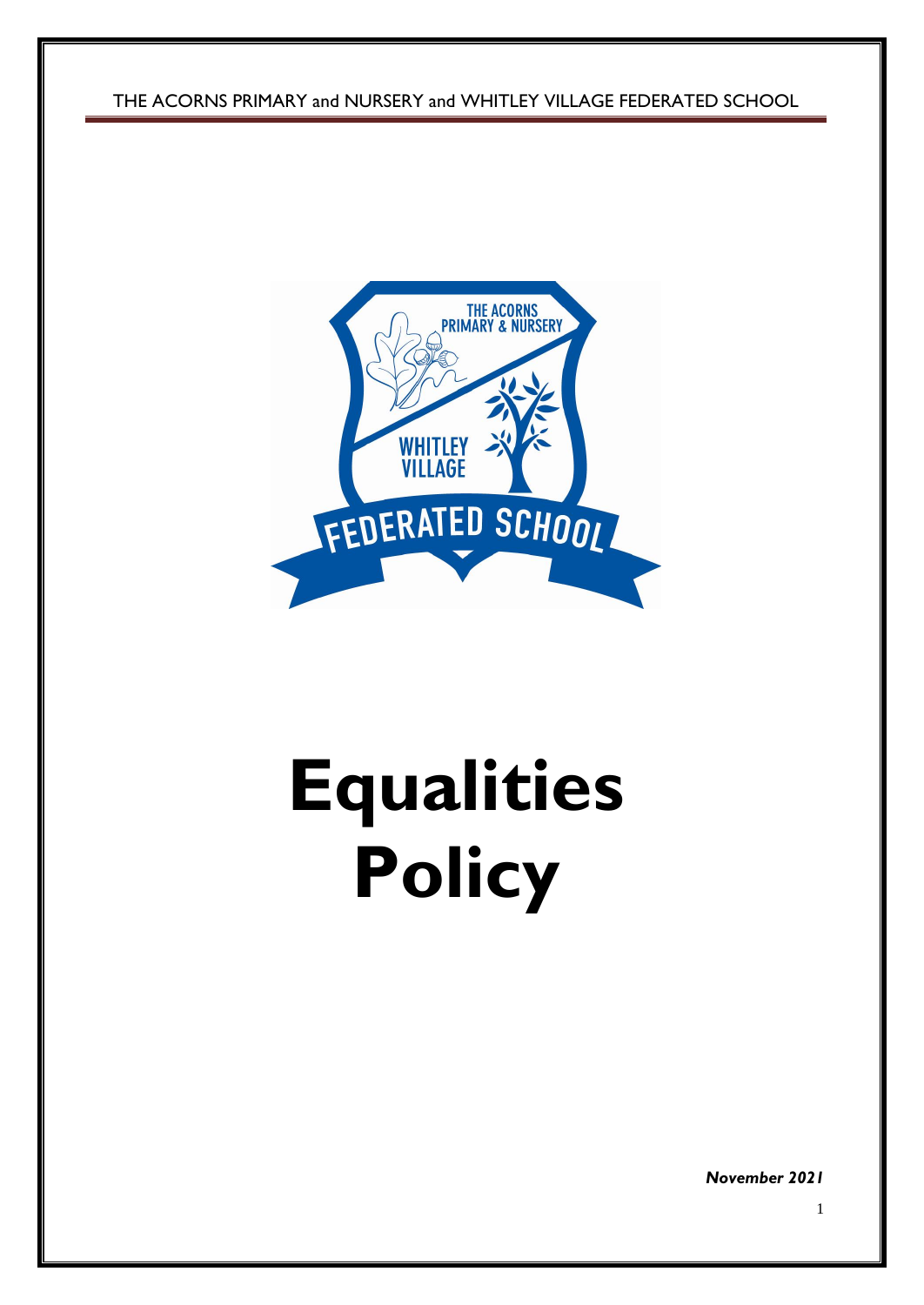THE ACORNS PRIMARY and NURSERY and WHITLEY VILLAGE FEDERATED SCHOOL

# Equalities Policy

***November 2021***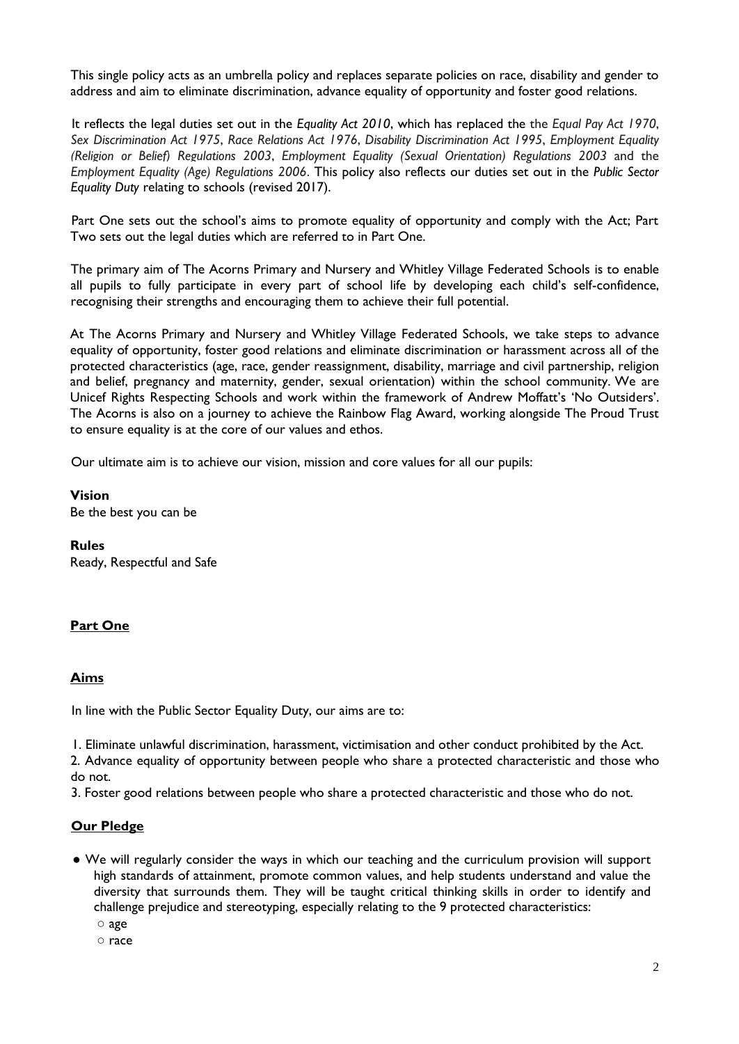This single policy acts as an umbrella policy and replaces separate policies on race, disability and gender to address and aim to eliminate discrimination, advance equality of opportunity and foster good relations.

It reflects the legal duties set out in the *Equality Act 2010*, which has replaced the the *Equal Pay Act 1970*, *Sex Discrimination Act 1975*, *Race Relations Act 1976*, *Disability Discrimination Act 1995*, *Employment Equality (Religion or Belief) Regulations 2003*, *Employment Equality (Sexual Orientation) Regulations 2003* and the *Employment Equality (Age) Regulations 2006*. This policy also reflects our duties set out in the *Public Sector Equality Duty* relating to schools (revised 2017).

Part One sets out the school's aims to promote equality of opportunity and comply with the Act; Part Two sets out the legal duties which are referred to in Part One.

The primary aim of The Acorns Primary and Nursery and Whitley Village Federated Schools is to enable all pupils to fully participate in every part of school life by developing each child's self-confidence, recognising their strengths and encouraging them to achieve their full potential.

At The Acorns Primary and Nursery and Whitley Village Federated Schools, we take steps to advance equality of opportunity, foster good relations and eliminate discrimination or harassment across all of the protected characteristics (age, race, gender reassignment, disability, marriage and civil partnership, religion and belief, pregnancy and maternity, gender, sexual orientation) within the school community. We are Unicef Rights Respecting Schools and work within the framework of Andrew Moffatt's 'No Outsiders'. The Acorns is also on a journey to achieve the Rainbow Flag Award, working alongside The Proud Trust to ensure equality is at the core of our values and ethos.

Our ultimate aim is to achieve our vision, mission and core values for all our pupils:

**Vision**
Be the best you can be

**Rules**
Ready, Respectful and Safe

## **Part One**

### **Aims**

In line with the Public Sector Equality Duty, our aims are to:

1. Eliminate unlawful discrimination, harassment, victimisation and other conduct prohibited by the Act.
2. Advance equality of opportunity between people who share a protected characteristic and those who do not.
3. Foster good relations between people who share a protected characteristic and those who do not.

### **Our Pledge**

- We will regularly consider the ways in which our teaching and the curriculum provision will support high standards of attainment, promote common values, and help students understand and value the diversity that surrounds them. They will be taught critical thinking skills in order to identify and challenge prejudice and stereotyping, especially relating to the 9 protected characteristics:
  - age
  - race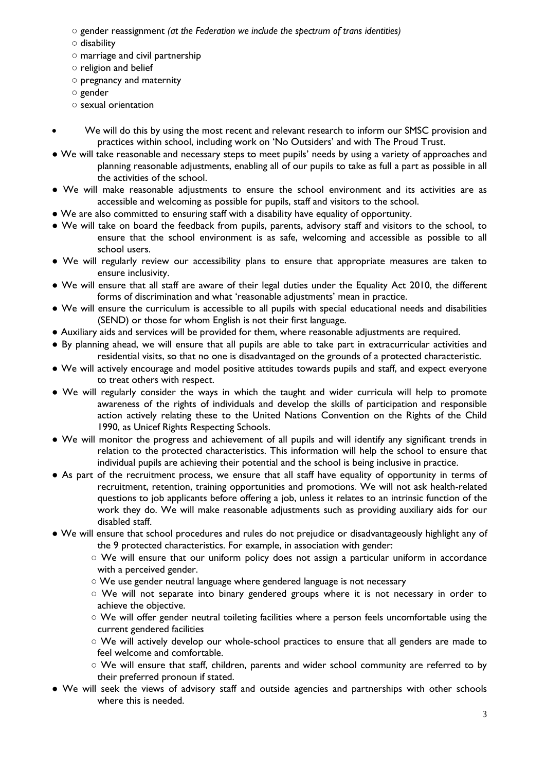- gender reassignment *(at the Federation we include the spectrum of trans identities)*
    - disability
    - marriage and civil partnership
    - religion and belief
    - pregnancy and maternity
    - gender
    - sexual orientation

- We will do this by using the most recent and relevant research to inform our SMSC provision and practices within school, including work on 'No Outsiders' and with The Proud Trust.
- We will take reasonable and necessary steps to meet pupils' needs by using a variety of approaches and planning reasonable adjustments, enabling all of our pupils to take as full a part as possible in all the activities of the school.
- We will make reasonable adjustments to ensure the school environment and its activities are as accessible and welcoming as possible for pupils, staff and visitors to the school.
- We are also committed to ensuring staff with a disability have equality of opportunity.
- We will take on board the feedback from pupils, parents, advisory staff and visitors to the school, to ensure that the school environment is as safe, welcoming and accessible as possible to all school users.
- We will regularly review our accessibility plans to ensure that appropriate measures are taken to ensure inclusivity.
- We will ensure that all staff are aware of their legal duties under the Equality Act 2010, the different forms of discrimination and what 'reasonable adjustments' mean in practice.
- We will ensure the curriculum is accessible to all pupils with special educational needs and disabilities (SEND) or those for whom English is not their first language.
- Auxiliary aids and services will be provided for them, where reasonable adjustments are required.
- By planning ahead, we will ensure that all pupils are able to take part in extracurricular activities and residential visits, so that no one is disadvantaged on the grounds of a protected characteristic.
- We will actively encourage and model positive attitudes towards pupils and staff, and expect everyone to treat others with respect.
- We will regularly consider the ways in which the taught and wider curricula will help to promote awareness of the rights of individuals and develop the skills of participation and responsible action actively relating these to the United Nations Convention on the Rights of the Child 1990, as Unicef Rights Respecting Schools.
- We will monitor the progress and achievement of all pupils and will identify any significant trends in relation to the protected characteristics. This information will help the school to ensure that individual pupils are achieving their potential and the school is being inclusive in practice.
- As part of the recruitment process, we ensure that all staff have equality of opportunity in terms of recruitment, retention, training opportunities and promotions. We will not ask health-related questions to job applicants before offering a job, unless it relates to an intrinsic function of the work they do. We will make reasonable adjustments such as providing auxiliary aids for our disabled staff.
- We will ensure that school procedures and rules do not prejudice or disadvantageously highlight any of the 9 protected characteristics. For example, in association with gender:
    - We will ensure that our uniform policy does not assign a particular uniform in accordance with a perceived gender.
    - We use gender neutral language where gendered language is not necessary
    - We will not separate into binary gendered groups where it is not necessary in order to achieve the objective.
    - We will offer gender neutral toileting facilities where a person feels uncomfortable using the current gendered facilities
    - We will actively develop our whole-school practices to ensure that all genders are made to feel welcome and comfortable.
    - We will ensure that staff, children, parents and wider school community are referred to by their preferred pronoun if stated.
- We will seek the views of advisory staff and outside agencies and partnerships with other schools where this is needed.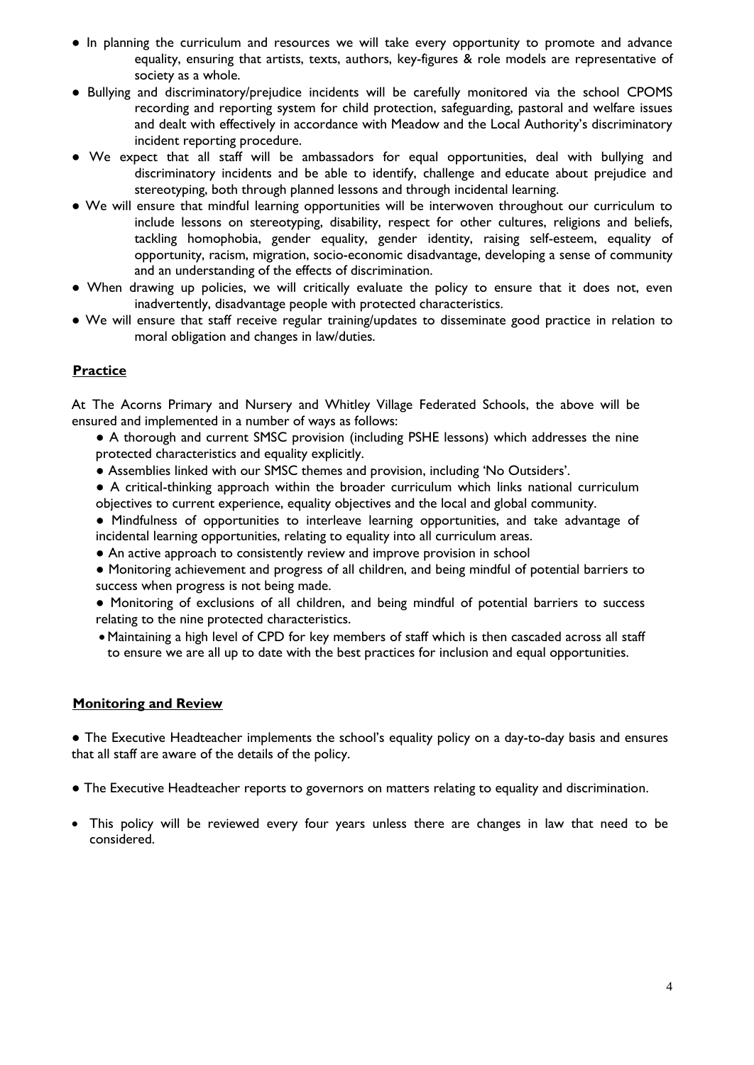- In planning the curriculum and resources we will take every opportunity to promote and advance equality, ensuring that artists, texts, authors, key-figures & role models are representative of society as a whole.
- Bullying and discriminatory/prejudice incidents will be carefully monitored via the school CPOMS recording and reporting system for child protection, safeguarding, pastoral and welfare issues and dealt with effectively in accordance with Meadow and the Local Authority's discriminatory incident reporting procedure.
- We expect that all staff will be ambassadors for equal opportunities, deal with bullying and discriminatory incidents and be able to identify, challenge and educate about prejudice and stereotyping, both through planned lessons and through incidental learning.
- We will ensure that mindful learning opportunities will be interwoven throughout our curriculum to include lessons on stereotyping, disability, respect for other cultures, religions and beliefs, tackling homophobia, gender equality, gender identity, raising self-esteem, equality of opportunity, racism, migration, socio-economic disadvantage, developing a sense of community and an understanding of the effects of discrimination.
- When drawing up policies, we will critically evaluate the policy to ensure that it does not, even inadvertently, disadvantage people with protected characteristics.
- We will ensure that staff receive regular training/updates to disseminate good practice in relation to moral obligation and changes in law/duties.

## Practice

At The Acorns Primary and Nursery and Whitley Village Federated Schools, the above will be ensured and implemented in a number of ways as follows:

- A thorough and current SMSC provision (including PSHE lessons) which addresses the nine protected characteristics and equality explicitly.
- Assemblies linked with our SMSC themes and provision, including 'No Outsiders'.
- A critical-thinking approach within the broader curriculum which links national curriculum objectives to current experience, equality objectives and the local and global community.
- Mindfulness of opportunities to interleave learning opportunities, and take advantage of incidental learning opportunities, relating to equality into all curriculum areas.
- An active approach to consistently review and improve provision in school
- Monitoring achievement and progress of all children, and being mindful of potential barriers to success when progress is not being made.
- Monitoring of exclusions of all children, and being mindful of potential barriers to success relating to the nine protected characteristics.
- Maintaining a high level of CPD for key members of staff which is then cascaded across all staff to ensure we are all up to date with the best practices for inclusion and equal opportunities.

## Monitoring and Review

- The Executive Headteacher implements the school's equality policy on a day-to-day basis and ensures that all staff are aware of the details of the policy.
- The Executive Headteacher reports to governors on matters relating to equality and discrimination.
- This policy will be reviewed every four years unless there are changes in law that need to be considered.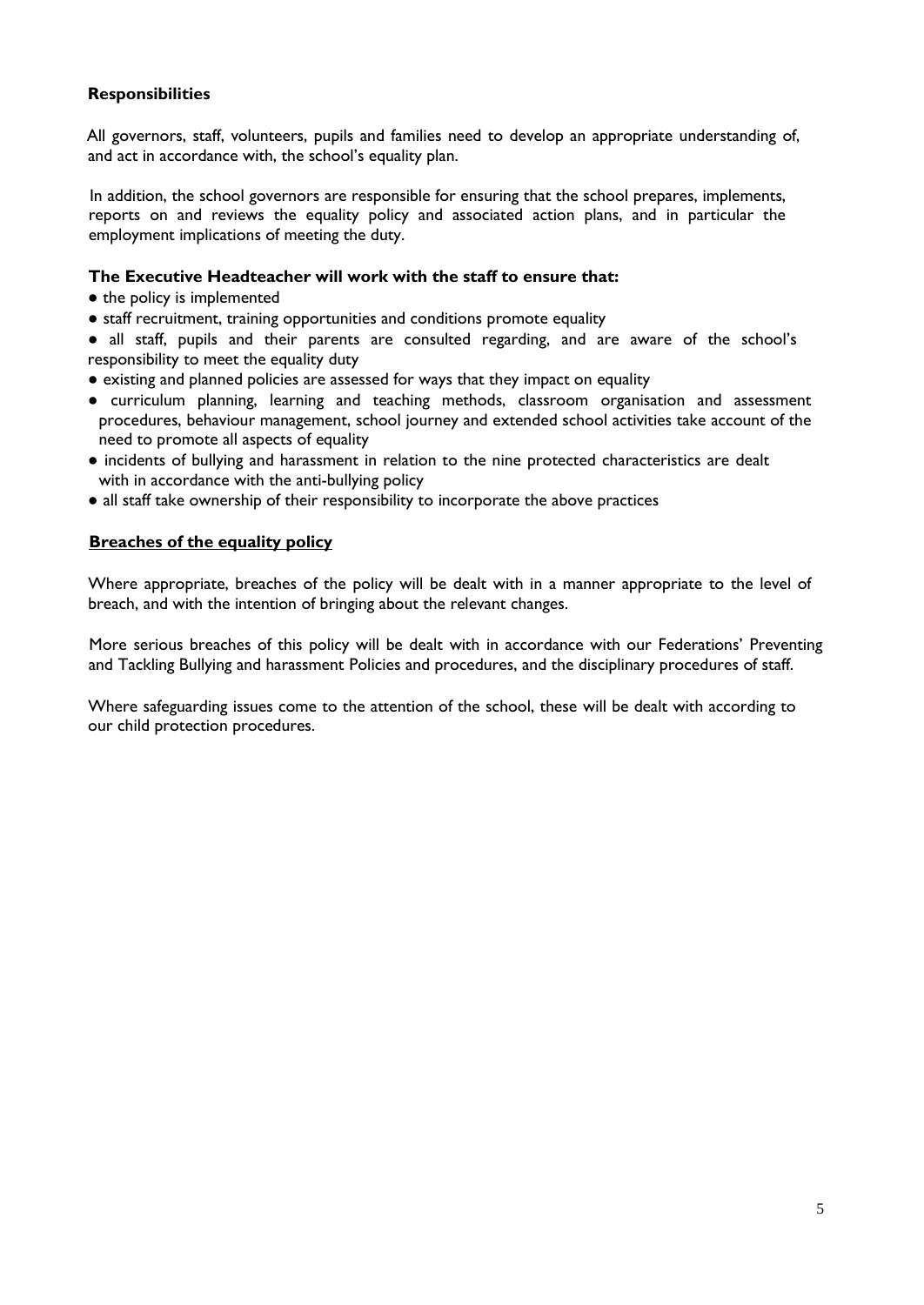**Responsibilities**

All governors, staff, volunteers, pupils and families need to develop an appropriate understanding of, and act in accordance with, the school's equality plan.

In addition, the school governors are responsible for ensuring that the school prepares, implements, reports on and reviews the equality policy and associated action plans, and in particular the employment implications of meeting the duty.

**The Executive Headteacher will work with the staff to ensure that:**

- the policy is implemented
- staff recruitment, training opportunities and conditions promote equality
- all staff, pupils and their parents are consulted regarding, and are aware of the school's responsibility to meet the equality duty
- existing and planned policies are assessed for ways that they impact on equality
- curriculum planning, learning and teaching methods, classroom organisation and assessment procedures, behaviour management, school journey and extended school activities take account of the need to promote all aspects of equality
- incidents of bullying and harassment in relation to the nine protected characteristics are dealt with in accordance with the anti-bullying policy
- all staff take ownership of their responsibility to incorporate the above practices

**Breaches of the equality policy**

Where appropriate, breaches of the policy will be dealt with in a manner appropriate to the level of breach, and with the intention of bringing about the relevant changes.

More serious breaches of this policy will be dealt with in accordance with our Federations' Preventing and Tackling Bullying and harassment Policies and procedures, and the disciplinary procedures of staff.

Where safeguarding issues come to the attention of the school, these will be dealt with according to our child protection procedures.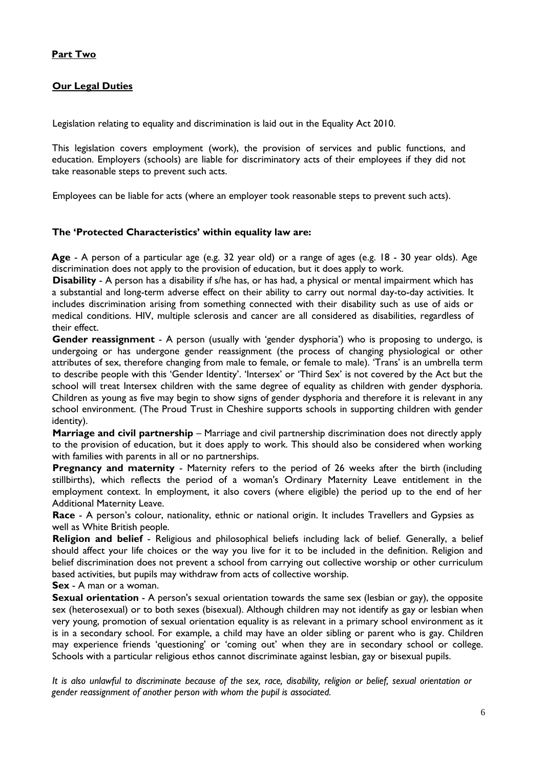**Part Two**

**Our Legal Duties**

Legislation relating to equality and discrimination is laid out in the Equality Act 2010.

This legislation covers employment (work), the provision of services and public functions, and education. Employers (schools) are liable for discriminatory acts of their employees if they did not take reasonable steps to prevent such acts.

Employees can be liable for acts (where an employer took reasonable steps to prevent such acts).

**The 'Protected Characteristics' within equality law are:**

**Age** - A person of a particular age (e.g. 32 year old) or a range of ages (e.g. 18 - 30 year olds). Age discrimination does not apply to the provision of education, but it does apply to work.

**Disability** - A person has a disability if s/he has, or has had, a physical or mental impairment which has a substantial and long-term adverse effect on their ability to carry out normal day-to-day activities. It includes discrimination arising from something connected with their disability such as use of aids or medical conditions. HIV, multiple sclerosis and cancer are all considered as disabilities, regardless of their effect.

**Gender reassignment** - A person (usually with 'gender dysphoria') who is proposing to undergo, is undergoing or has undergone gender reassignment (the process of changing physiological or other attributes of sex, therefore changing from male to female, or female to male). 'Trans' is an umbrella term to describe people with this 'Gender Identity'. 'Intersex' or 'Third Sex' is not covered by the Act but the school will treat Intersex children with the same degree of equality as children with gender dysphoria. Children as young as five may begin to show signs of gender dysphoria and therefore it is relevant in any school environment. (The Proud Trust in Cheshire supports schools in supporting children with gender identity).

**Marriage and civil partnership** – Marriage and civil partnership discrimination does not directly apply to the provision of education, but it does apply to work. This should also be considered when working with families with parents in all or no partnerships.

**Pregnancy and maternity** - Maternity refers to the period of 26 weeks after the birth (including stillbirths), which reflects the period of a woman's Ordinary Maternity Leave entitlement in the employment context. In employment, it also covers (where eligible) the period up to the end of her Additional Maternity Leave.

**Race** - A person's colour, nationality, ethnic or national origin. It includes Travellers and Gypsies as well as White British people.

**Religion and belief** - Religious and philosophical beliefs including lack of belief. Generally, a belief should affect your life choices or the way you live for it to be included in the definition. Religion and belief discrimination does not prevent a school from carrying out collective worship or other curriculum based activities, but pupils may withdraw from acts of collective worship.

**Sex** - A man or a woman.

**Sexual orientation** - A person's sexual orientation towards the same sex (lesbian or gay), the opposite sex (heterosexual) or to both sexes (bisexual). Although children may not identify as gay or lesbian when very young, promotion of sexual orientation equality is as relevant in a primary school environment as it is in a secondary school. For example, a child may have an older sibling or parent who is gay. Children may experience friends 'questioning' or 'coming out' when they are in secondary school or college. Schools with a particular religious ethos cannot discriminate against lesbian, gay or bisexual pupils.

*It is also unlawful to discriminate because of the sex, race, disability, religion or belief, sexual orientation or gender reassignment of another person with whom the pupil is associated.*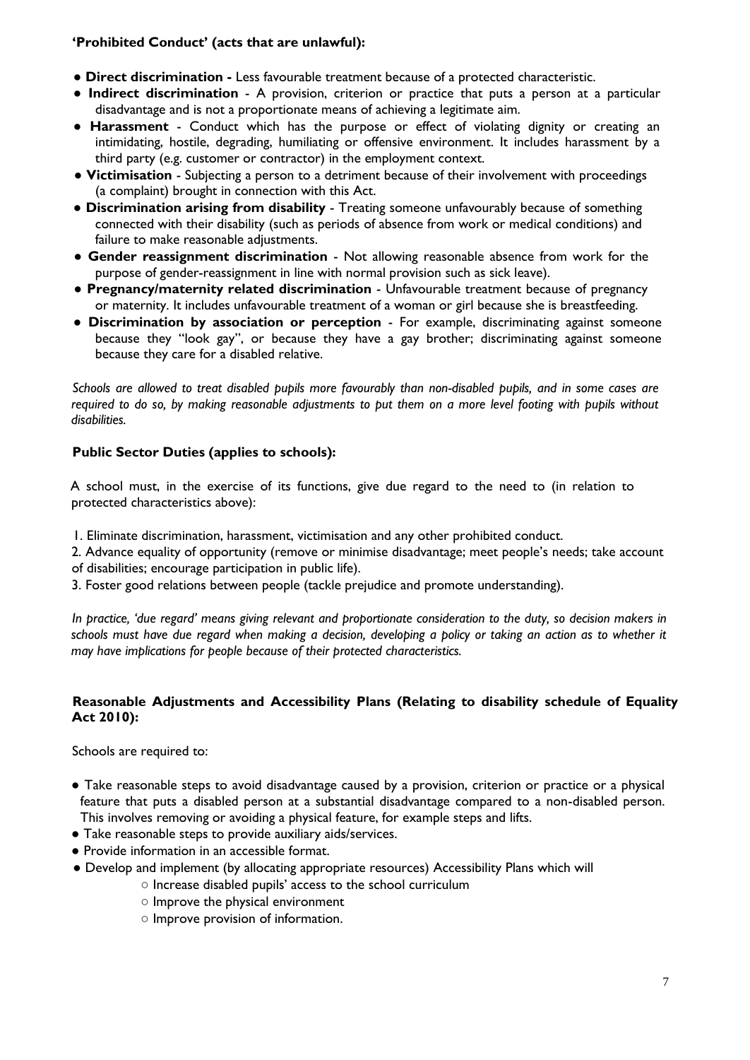**'Prohibited Conduct' (acts that are unlawful):**

- **Direct discrimination -** Less favourable treatment because of a protected characteristic.
- **Indirect discrimination** - A provision, criterion or practice that puts a person at a particular disadvantage and is not a proportionate means of achieving a legitimate aim.
- **Harassment** - Conduct which has the purpose or effect of violating dignity or creating an intimidating, hostile, degrading, humiliating or offensive environment. It includes harassment by a third party (e.g. customer or contractor) in the employment context.
- **Victimisation** - Subjecting a person to a detriment because of their involvement with proceedings (a complaint) brought in connection with this Act.
- **Discrimination arising from disability** - Treating someone unfavourably because of something connected with their disability (such as periods of absence from work or medical conditions) and failure to make reasonable adjustments.
- **Gender reassignment discrimination** - Not allowing reasonable absence from work for the purpose of gender-reassignment in line with normal provision such as sick leave).
- **Pregnancy/maternity related discrimination** - Unfavourable treatment because of pregnancy or maternity. It includes unfavourable treatment of a woman or girl because she is breastfeeding.
- **Discrimination by association or perception** - For example, discriminating against someone because they "look gay", or because they have a gay brother; discriminating against someone because they care for a disabled relative.

*Schools are allowed to treat disabled pupils more favourably than non-disabled pupils, and in some cases are required to do so, by making reasonable adjustments to put them on a more level footing with pupils without disabilities.*

**Public Sector Duties (applies to schools):**

A school must, in the exercise of its functions, give due regard to the need to (in relation to protected characteristics above):

1. Eliminate discrimination, harassment, victimisation and any other prohibited conduct.
2. Advance equality of opportunity (remove or minimise disadvantage; meet people's needs; take account of disabilities; encourage participation in public life).
3. Foster good relations between people (tackle prejudice and promote understanding).

*In practice, 'due regard' means giving relevant and proportionate consideration to the duty, so decision makers in schools must have due regard when making a decision, developing a policy or taking an action as to whether it may have implications for people because of their protected characteristics.*

**Reasonable Adjustments and Accessibility Plans (Relating to disability schedule of Equality Act 2010):**

Schools are required to:

- Take reasonable steps to avoid disadvantage caused by a provision, criterion or practice or a physical feature that puts a disabled person at a substantial disadvantage compared to a non-disabled person. This involves removing or avoiding a physical feature, for example steps and lifts.
- Take reasonable steps to provide auxiliary aids/services.
- Provide information in an accessible format.
- Develop and implement (by allocating appropriate resources) Accessibility Plans which will
    - Increase disabled pupils' access to the school curriculum
    - Improve the physical environment
    - Improve provision of information.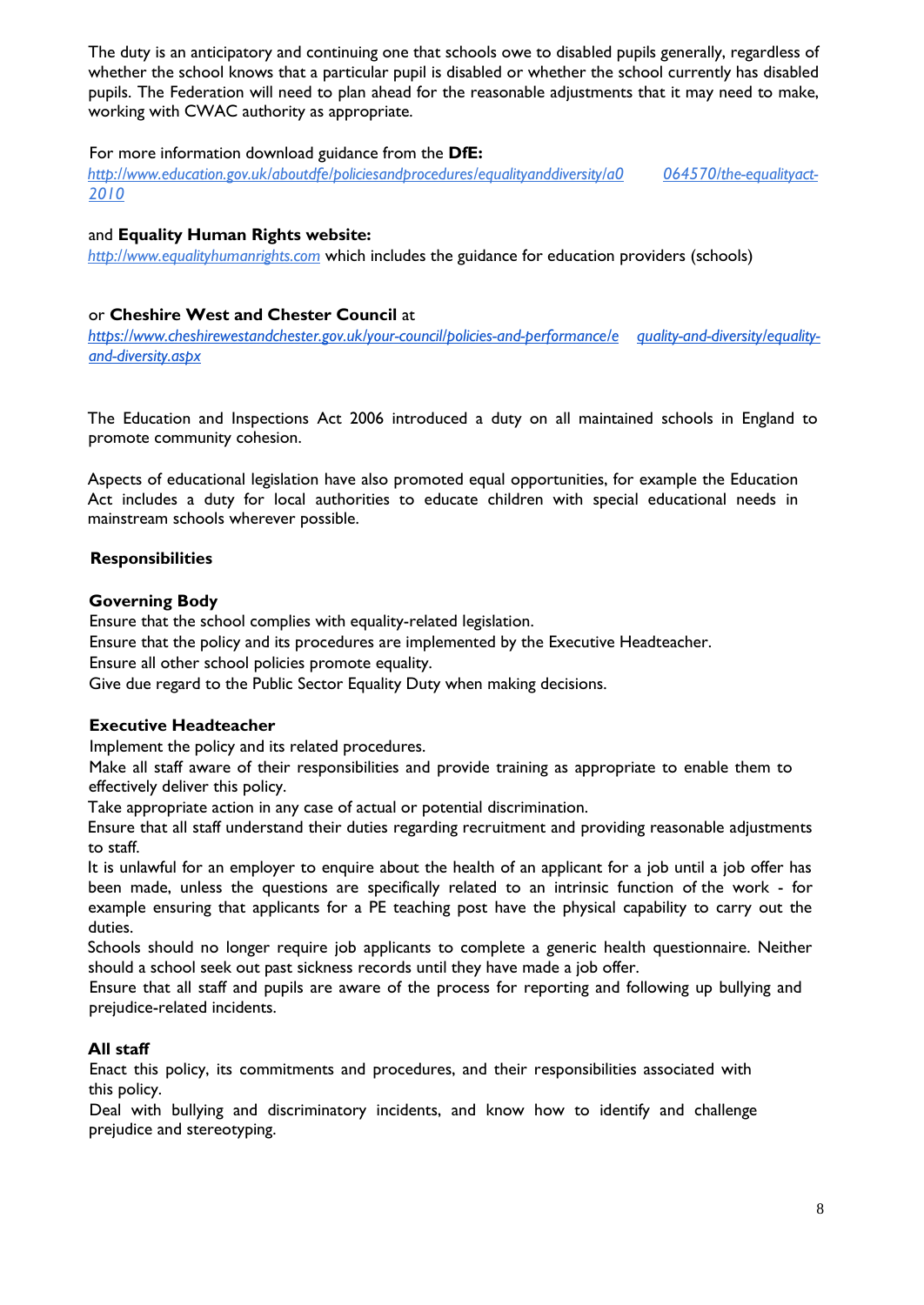The duty is an anticipatory and continuing one that schools owe to disabled pupils generally, regardless of whether the school knows that a particular pupil is disabled or whether the school currently has disabled pupils. The Federation will need to plan ahead for the reasonable adjustments that it may need to make, working with CWAC authority as appropriate.

For more information download guidance from the **DfE:**
*http://www.education.gov.uk/aboutdfe/policiesandprocedures/equalityanddiversity/a0064570/the-equalityact-2010*

and **Equality Human Rights website:**
*http://www.equalityhumanrights.com* which includes the guidance for education providers (schools)

or **Cheshire West and Chester Council** at
*https://www.cheshirewestandchester.gov.uk/your-council/policies-and-performance/equality-and-diversity/equality-and-diversity.aspx*

The Education and Inspections Act 2006 introduced a duty on all maintained schools in England to promote community cohesion.

Aspects of educational legislation have also promoted equal opportunities, for example the Education Act includes a duty for local authorities to educate children with special educational needs in mainstream schools wherever possible.

## Responsibilities

### Governing Body

Ensure that the school complies with equality-related legislation.
Ensure that the policy and its procedures are implemented by the Executive Headteacher.
Ensure all other school policies promote equality.
Give due regard to the Public Sector Equality Duty when making decisions.

### Executive Headteacher

Implement the policy and its related procedures.
Make all staff aware of their responsibilities and provide training as appropriate to enable them to effectively deliver this policy.
Take appropriate action in any case of actual or potential discrimination.
Ensure that all staff understand their duties regarding recruitment and providing reasonable adjustments to staff.
It is unlawful for an employer to enquire about the health of an applicant for a job until a job offer has been made, unless the questions are specifically related to an intrinsic function of the work - for example ensuring that applicants for a PE teaching post have the physical capability to carry out the duties.
Schools should no longer require job applicants to complete a generic health questionnaire. Neither should a school seek out past sickness records until they have made a job offer.
Ensure that all staff and pupils are aware of the process for reporting and following up bullying and prejudice-related incidents.

### All staff

Enact this policy, its commitments and procedures, and their responsibilities associated with this policy.
Deal with bullying and discriminatory incidents, and know how to identify and challenge prejudice and stereotyping.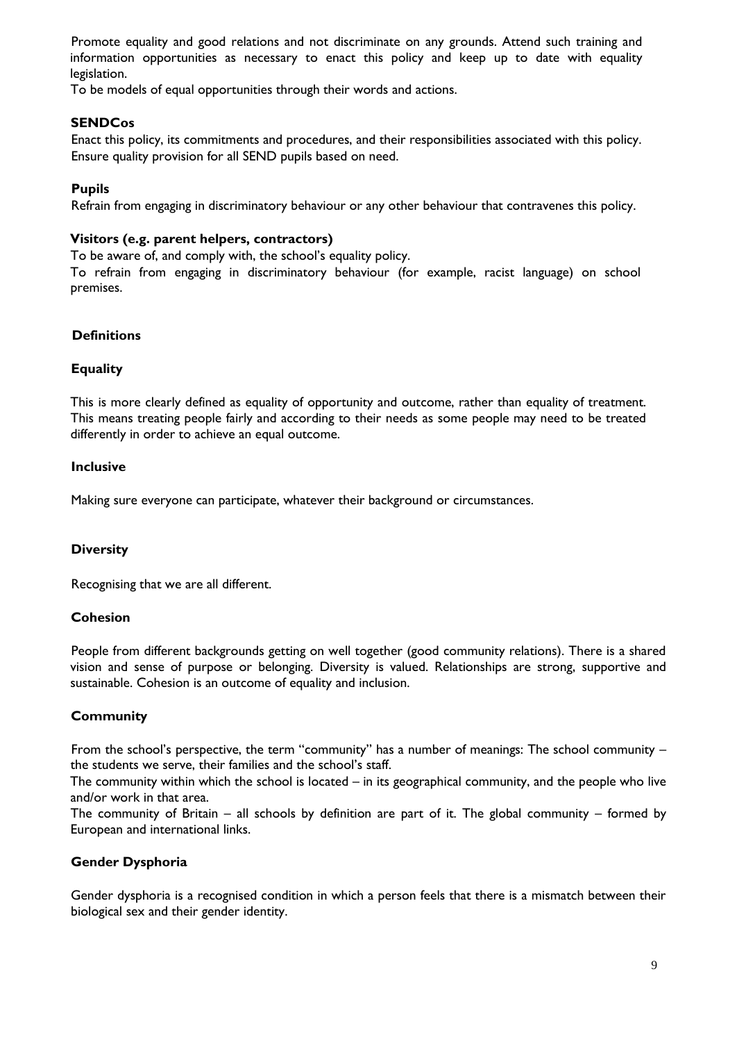Promote equality and good relations and not discriminate on any grounds. Attend such training and information opportunities as necessary to enact this policy and keep up to date with equality legislation.

To be models of equal opportunities through their words and actions.

**SENDCos**

Enact this policy, its commitments and procedures, and their responsibilities associated with this policy. Ensure quality provision for all SEND pupils based on need.

**Pupils**

Refrain from engaging in discriminatory behaviour or any other behaviour that contravenes this policy.

**Visitors (e.g. parent helpers, contractors)**

To be aware of, and comply with, the school's equality policy.

To refrain from engaging in discriminatory behaviour (for example, racist language) on school premises.

## Definitions

### Equality

This is more clearly defined as equality of opportunity and outcome, rather than equality of treatment. This means treating people fairly and according to their needs as some people may need to be treated differently in order to achieve an equal outcome.

### Inclusive

Making sure everyone can participate, whatever their background or circumstances.

### Diversity

Recognising that we are all different.

### Cohesion

People from different backgrounds getting on well together (good community relations). There is a shared vision and sense of purpose or belonging. Diversity is valued. Relationships are strong, supportive and sustainable. Cohesion is an outcome of equality and inclusion.

### Community

From the school's perspective, the term "community" has a number of meanings: The school community – the students we serve, their families and the school's staff.

The community within which the school is located – in its geographical community, and the people who live and/or work in that area.

The community of Britain – all schools by definition are part of it. The global community – formed by European and international links.

### Gender Dysphoria

Gender dysphoria is a recognised condition in which a person feels that there is a mismatch between their biological sex and their gender identity.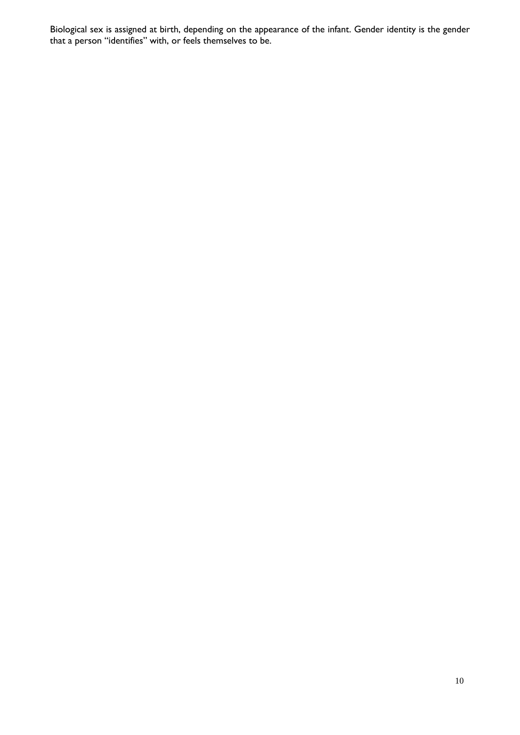Biological sex is assigned at birth, depending on the appearance of the infant. Gender identity is the gender that a person "identifies" with, or feels themselves to be.